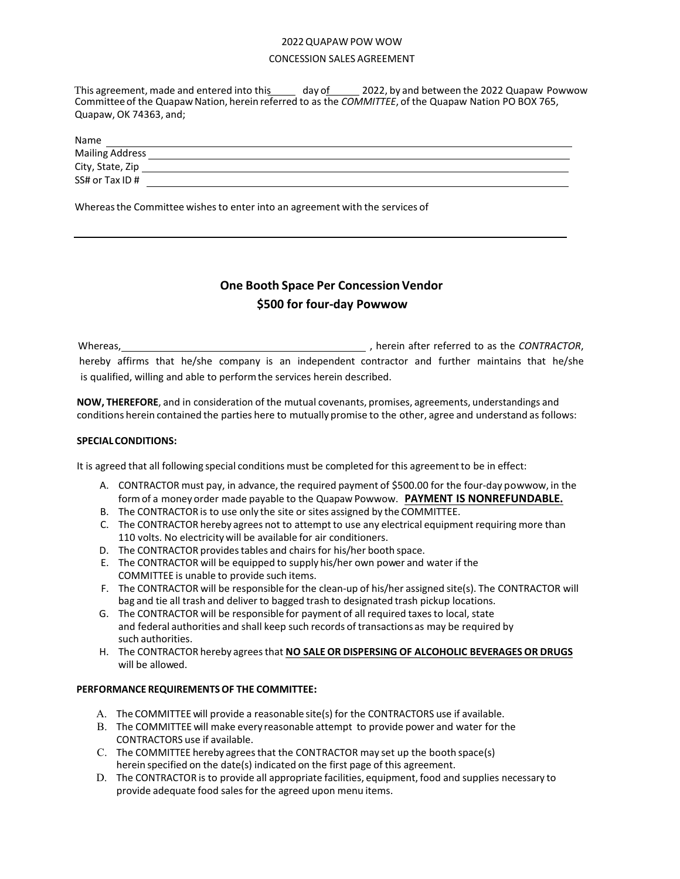2022 QUAPAW POW WOW

CONCESSION SALES AGREEMENT

This agreement, made and entered into this_____ day of______ 2022, by and between the 2022 Quapaw Powwow Committee of the Quapaw Nation, herein referred to as the *COMMITTEE*, of the Quapaw Nation PO BOX 765, Quapaw, OK 74363, and;

Name ____________________________________________

Mailing Address ____________________________________________

City, State, Zip ____________________________________________

SS# or Tax ID # ____________________________________________

Whereas the Committee wishes to enter into an agreement with the services of

____________________________________________

## One Booth Space Per Concession Vendor
## $500 for four-day Powwow

Whereas, ____________________________________________ , herein after referred to as the *CONTRACTOR*, hereby affirms that he/she company is an independent contractor and further maintains that he/she is qualified, willing and able to perform the services herein described.

**NOW, THEREFORE**, and in consideration of the mutual covenants, promises, agreements, understandings and conditions herein contained the parties here to mutually promise to the other, agree and understand as follows:

**SPECIAL CONDITIONS:**

It is agreed that all following special conditions must be completed for this agreement to be in effect:

A. CONTRACTOR must pay, in advance, the required payment of $500.00 for the four-day powwow, in the form of a money order made payable to the Quapaw Powwow. **PAYMENT IS NONREFUNDABLE.**
B. The CONTRACTOR is to use only the site or sites assigned by the COMMITTEE.
C. The CONTRACTOR hereby agrees not to attempt to use any electrical equipment requiring more than 110 volts. No electricity will be available for air conditioners.
D. The CONTRACTOR provides tables and chairs for his/her booth space.
E. The CONTRACTOR will be equipped to supply his/her own power and water if the COMMITTEE is unable to provide such items.
F. The CONTRACTOR will be responsible for the clean-up of his/her assigned site(s). The CONTRACTOR will bag and tie all trash and deliver to bagged trash to designated trash pickup locations.
G. The CONTRACTOR will be responsible for payment of all required taxes to local, state and federal authorities and shall keep such records of transactions as may be required by such authorities.
H. The CONTRACTOR hereby agrees that **NO SALE OR DISPERSING OF ALCOHOLIC BEVERAGES OR DRUGS** will be allowed.

**PERFORMANCE REQUIREMENTS OF THE COMMITTEE:**

A. The COMMITTEE will provide a reasonable site(s) for the CONTRACTORS use if available.
B. The COMMITTEE will make every reasonable attempt to provide power and water for the CONTRACTORS use if available.
C. The COMMITTEE hereby agrees that the CONTRACTOR may set up the booth space(s) herein specified on the date(s) indicated on the first page of this agreement.
D. The CONTRACTOR is to provide all appropriate facilities, equipment, food and supplies necessary to provide adequate food sales for the agreed upon menu items.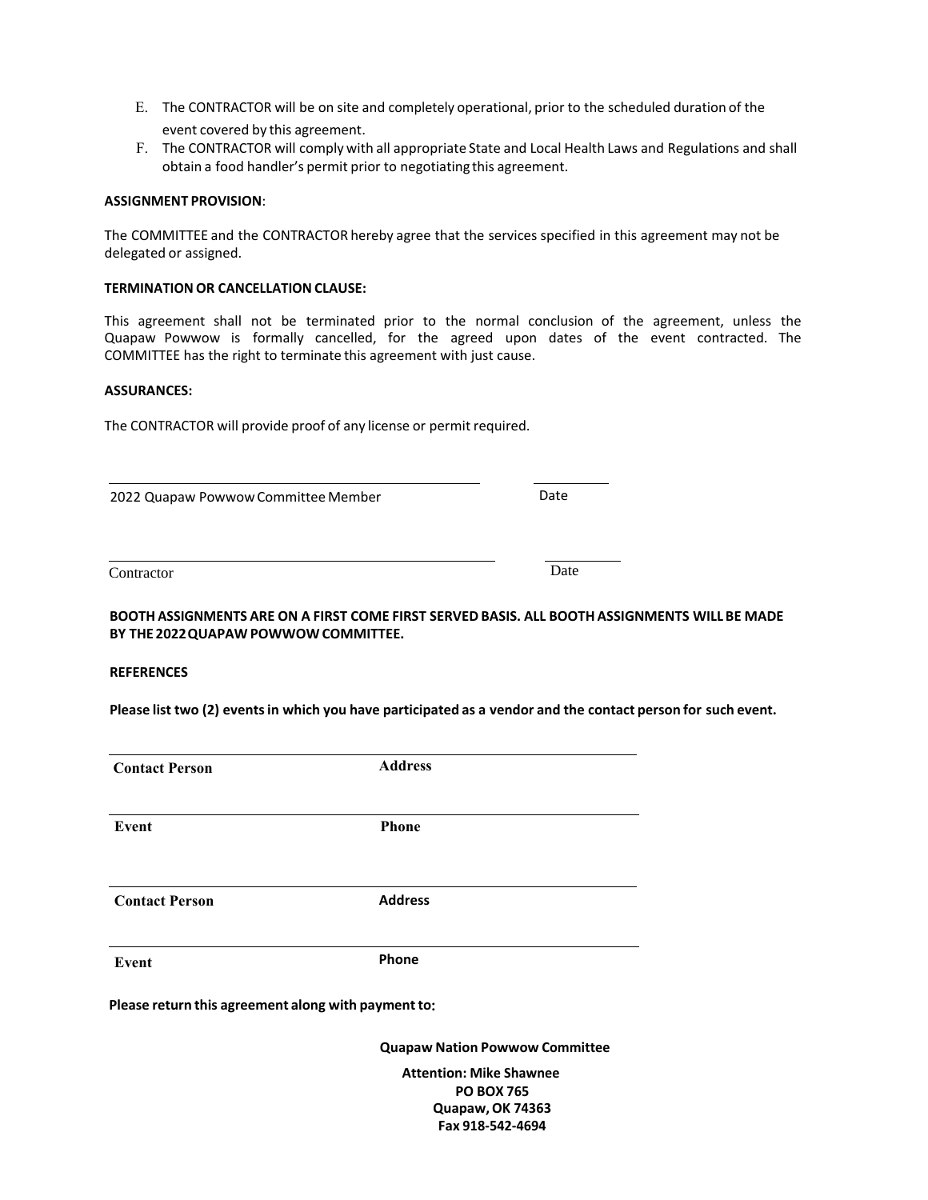E. The CONTRACTOR will be on site and completely operational, prior to the scheduled duration of the event covered by this agreement.
F. The CONTRACTOR will comply with all appropriate State and Local Health Laws and Regulations and shall obtain a food handler's permit prior to negotiating this agreement.

**ASSIGNMENT PROVISION**:

The COMMITTEE and the CONTRACTOR hereby agree that the services specified in this agreement may not be delegated or assigned.

**TERMINATION OR CANCELLATION CLAUSE:**

This agreement shall not be terminated prior to the normal conclusion of the agreement, unless the Quapaw Powwow is formally cancelled, for the agreed upon dates of the event contracted. The COMMITTEE has the right to terminate this agreement with just cause.

**ASSURANCES:**

The CONTRACTOR will provide proof of any license or permit required.

\_\_\_\_\_\_\_\_\_\_\_\_\_\_\_\_\_\_\_\_\_\_\_\_\_\_\_\_\_\_\_\_\_\_\_\_\_\_\_\_ \_\_\_\_\_\_\_\_\_\_
2022 Quapaw Powwow Committee Member Date

\_\_\_\_\_\_\_\_\_\_\_\_\_\_\_\_\_\_\_\_\_\_\_\_\_\_\_\_\_\_\_\_\_\_\_\_\_\_\_\_ \_\_\_\_\_\_\_\_\_\_
Contractor Date

**BOOTH ASSIGNMENTS ARE ON A FIRST COME FIRST SERVED BASIS. ALL BOOTH ASSIGNMENTS WILL BE MADE BY THE 2022 QUAPAW POWWOW COMMITTEE.**

**REFERENCES**

**Please list two (2) events in which you have participated as a vendor and the contact person for such event.**

| | |
|---|---|
| **Contact Person** | **Address** |
| **Event** | **Phone** |
| **Contact Person** | **Address** |
| **Event** | **Phone** |

**Please return this agreement along with payment to:**

**Quapaw Nation Powwow Committee**
**Attention: Mike Shawnee**
**PO BOX 765**
**Quapaw, OK 74363**
**Fax 918-542-4694**